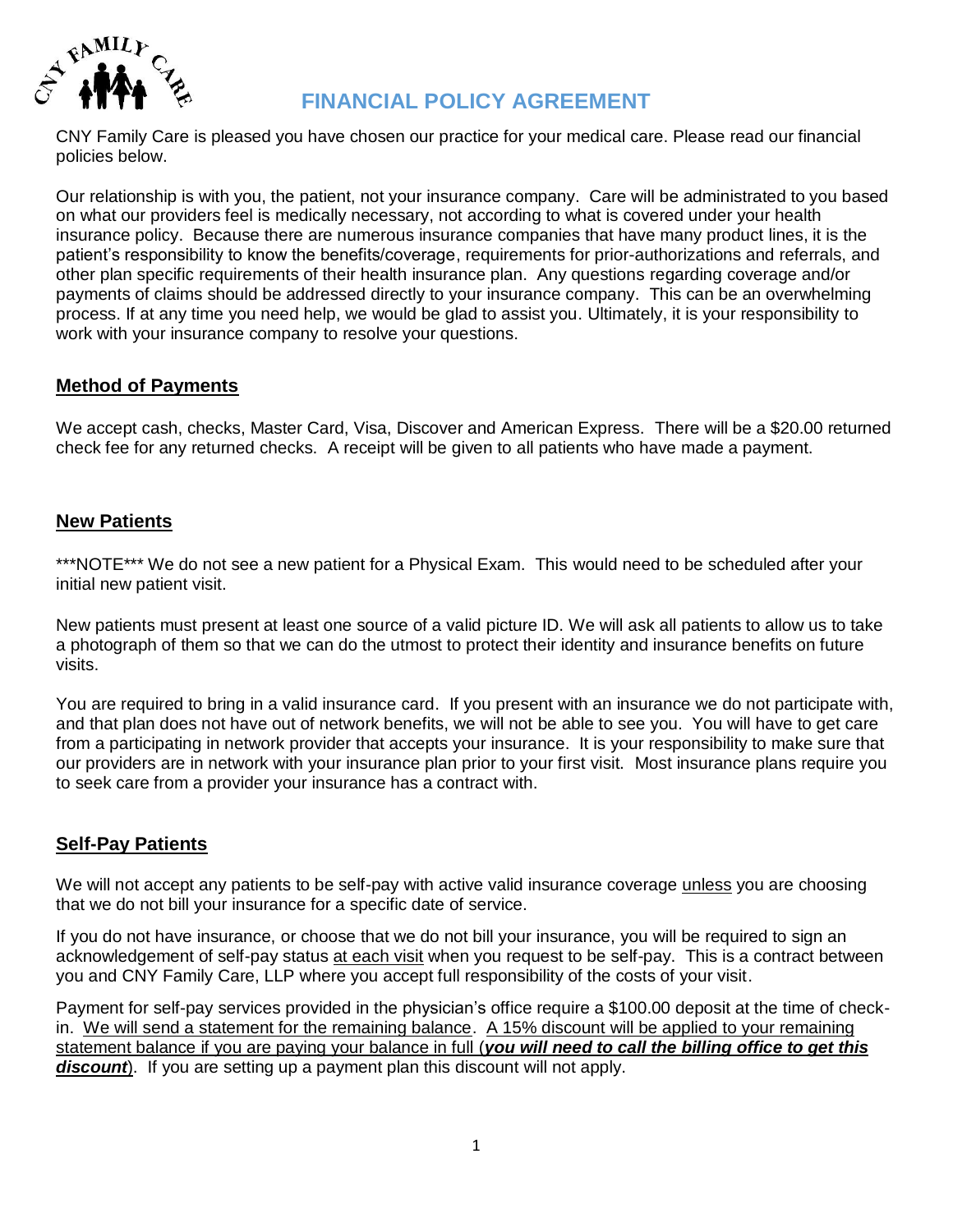# FINANCIAL POLICY AGREEMENT

CNY Family Care is pleased you have chosen our practice for your medical care. Please read our financial policies below.

Our relationship is with you, the patient, not your insurance company. Care will be administrated to you based on what our providers feel is medically necessary, not according to what is covered under your health insurance policy. Because there are numerous insurance companies that have many product lines, it is the patient's responsibility to know the benefits/coverage, requirements for prior-authorizations and referrals, and other plan specific requirements of their health insurance plan. Any questions regarding coverage and/or payments of claims should be addressed directly to your insurance company. This can be an overwhelming process. If at any time you need help, we would be glad to assist you. Ultimately, it is your responsibility to work with your insurance company to resolve your questions.

## Method of Payments

We accept cash, checks, Master Card, Visa, Discover and American Express. There will be a $20.00 returned check fee for any returned checks. A receipt will be given to all patients who have made a payment.

## New Patients

***NOTE*** We do not see a new patient for a Physical Exam. This would need to be scheduled after your initial new patient visit.

New patients must present at least one source of a valid picture ID. We will ask all patients to allow us to take a photograph of them so that we can do the utmost to protect their identity and insurance benefits on future visits.

You are required to bring in a valid insurance card. If you present with an insurance we do not participate with, and that plan does not have out of network benefits, we will not be able to see you. You will have to get care from a participating in network provider that accepts your insurance. It is your responsibility to make sure that our providers are in network with your insurance plan prior to your first visit. Most insurance plans require you to seek care from a provider your insurance has a contract with.

## Self-Pay Patients

We will not accept any patients to be self-pay with active valid insurance coverage unless you are choosing that we do not bill your insurance for a specific date of service.

If you do not have insurance, or choose that we do not bill your insurance, you will be required to sign an acknowledgement of self-pay status at each visit when you request to be self-pay. This is a contract between you and CNY Family Care, LLP where you accept full responsibility of the costs of your visit.

Payment for self-pay services provided in the physician's office require a $100.00 deposit at the time of check-in. We will send a statement for the remaining balance. A 15% discount will be applied to your remaining statement balance if you are paying your balance in full (***you will need to call the billing office to get this discount***). If you are setting up a payment plan this discount will not apply.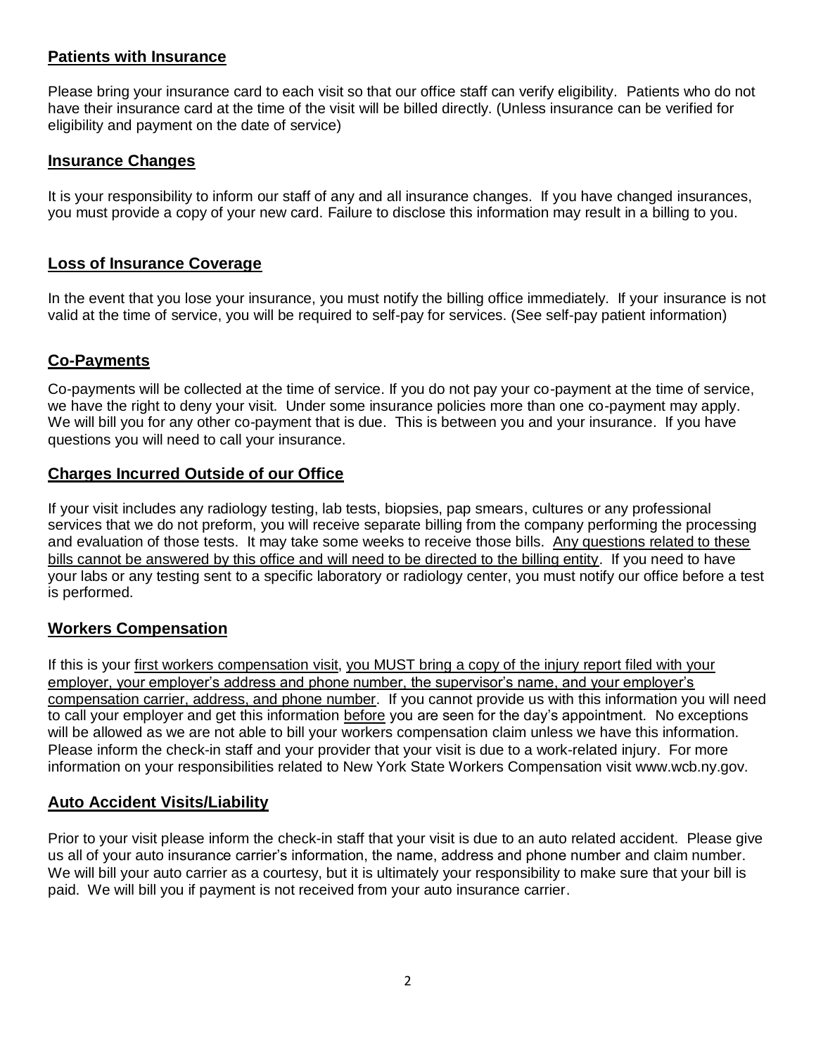## Patients with Insurance

Please bring your insurance card to each visit so that our office staff can verify eligibility. Patients who do not have their insurance card at the time of the visit will be billed directly. (Unless insurance can be verified for eligibility and payment on the date of service)

## Insurance Changes

It is your responsibility to inform our staff of any and all insurance changes. If you have changed insurances, you must provide a copy of your new card. Failure to disclose this information may result in a billing to you.

## Loss of Insurance Coverage

In the event that you lose your insurance, you must notify the billing office immediately. If your insurance is not valid at the time of service, you will be required to self-pay for services. (See self-pay patient information)

## Co-Payments

Co-payments will be collected at the time of service. If you do not pay your co-payment at the time of service, we have the right to deny your visit. Under some insurance policies more than one co-payment may apply. We will bill you for any other co-payment that is due. This is between you and your insurance. If you have questions you will need to call your insurance.

## Charges Incurred Outside of our Office

If your visit includes any radiology testing, lab tests, biopsies, pap smears, cultures or any professional services that we do not preform, you will receive separate billing from the company performing the processing and evaluation of those tests. It may take some weeks to receive those bills. Any questions related to these bills cannot be answered by this office and will need to be directed to the billing entity. If you need to have your labs or any testing sent to a specific laboratory or radiology center, you must notify our office before a test is performed.

## Workers Compensation

If this is your first workers compensation visit, you MUST bring a copy of the injury report filed with your employer, your employer's address and phone number, the supervisor's name, and your employer's compensation carrier, address, and phone number. If you cannot provide us with this information you will need to call your employer and get this information before you are seen for the day's appointment. No exceptions will be allowed as we are not able to bill your workers compensation claim unless we have this information. Please inform the check-in staff and your provider that your visit is due to a work-related injury. For more information on your responsibilities related to New York State Workers Compensation visit www.wcb.ny.gov.

## Auto Accident Visits/Liability

Prior to your visit please inform the check-in staff that your visit is due to an auto related accident. Please give us all of your auto insurance carrier's information, the name, address and phone number and claim number. We will bill your auto carrier as a courtesy, but it is ultimately your responsibility to make sure that your bill is paid. We will bill you if payment is not received from your auto insurance carrier.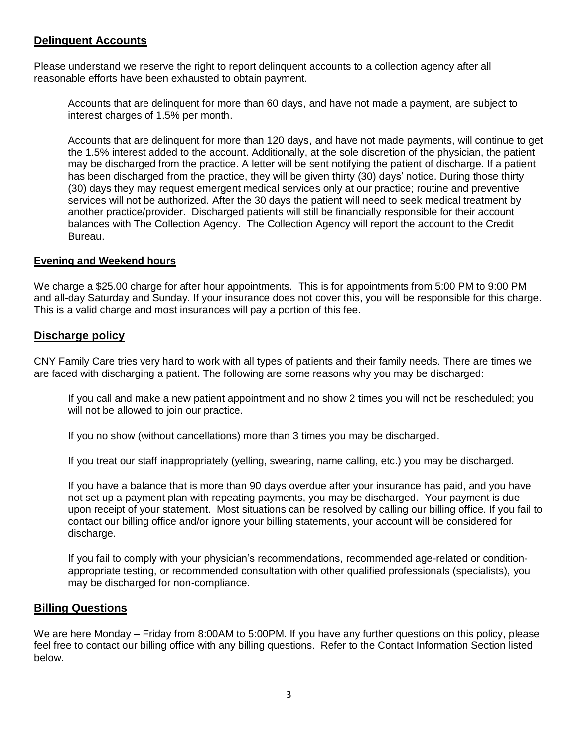## Delinquent Accounts

Please understand we reserve the right to report delinquent accounts to a collection agency after all reasonable efforts have been exhausted to obtain payment.

Accounts that are delinquent for more than 60 days, and have not made a payment, are subject to interest charges of 1.5% per month.

Accounts that are delinquent for more than 120 days, and have not made payments, will continue to get the 1.5% interest added to the account. Additionally, at the sole discretion of the physician, the patient may be discharged from the practice. A letter will be sent notifying the patient of discharge. If a patient has been discharged from the practice, they will be given thirty (30) days' notice. During those thirty (30) days they may request emergent medical services only at our practice; routine and preventive services will not be authorized. After the 30 days the patient will need to seek medical treatment by another practice/provider. Discharged patients will still be financially responsible for their account balances with The Collection Agency. The Collection Agency will report the account to the Credit Bureau.

### Evening and Weekend hours

We charge a $25.00 charge for after hour appointments. This is for appointments from 5:00 PM to 9:00 PM and all-day Saturday and Sunday. If your insurance does not cover this, you will be responsible for this charge. This is a valid charge and most insurances will pay a portion of this fee.

## Discharge policy

CNY Family Care tries very hard to work with all types of patients and their family needs. There are times we are faced with discharging a patient. The following are some reasons why you may be discharged:

If you call and make a new patient appointment and no show 2 times you will not be rescheduled; you will not be allowed to join our practice.

If you no show (without cancellations) more than 3 times you may be discharged.

If you treat our staff inappropriately (yelling, swearing, name calling, etc.) you may be discharged.

If you have a balance that is more than 90 days overdue after your insurance has paid, and you have not set up a payment plan with repeating payments, you may be discharged. Your payment is due upon receipt of your statement. Most situations can be resolved by calling our billing office. If you fail to contact our billing office and/or ignore your billing statements, your account will be considered for discharge.

If you fail to comply with your physician's recommendations, recommended age-related or condition-appropriate testing, or recommended consultation with other qualified professionals (specialists), you may be discharged for non-compliance.

## Billing Questions

We are here Monday – Friday from 8:00AM to 5:00PM. If you have any further questions on this policy, please feel free to contact our billing office with any billing questions. Refer to the Contact Information Section listed below.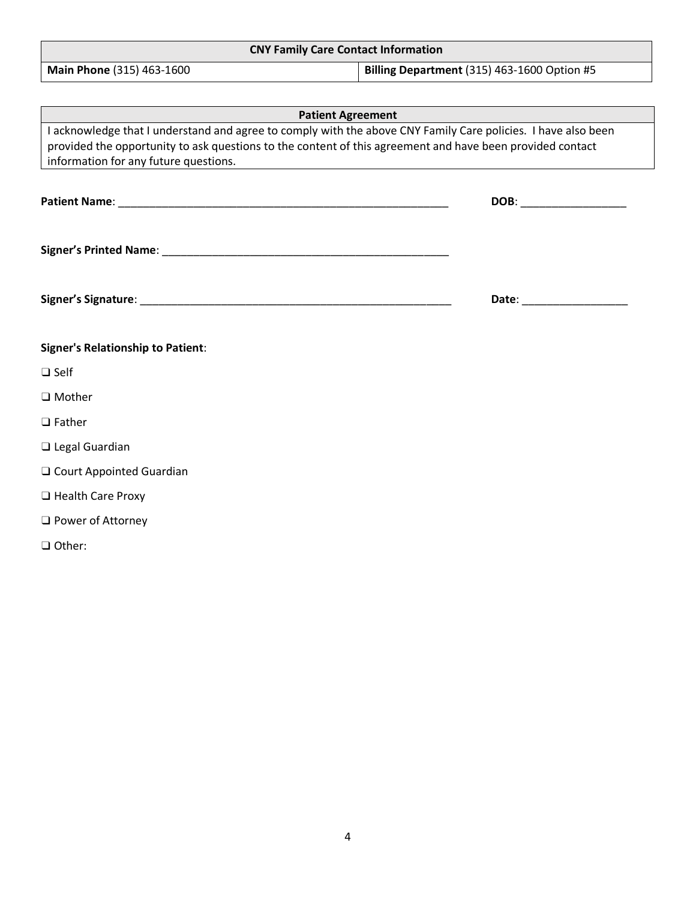| CNY Family Care Contact Information | |
|---|---|
| **Main Phone** (315) 463-1600 | **Billing Department** (315) 463-1600 Option #5 |

| Patient Agreement |
|---|
| I acknowledge that I understand and agree to comply with the above CNY Family Care policies. I have also been provided the opportunity to ask questions to the content of this agreement and have been provided contact information for any future questions. |

**Patient Name**: _______________________________________________________ **DOB**: _________________

**Signer's Printed Name**: ________________________________________________

**Signer's Signature**: _____________________________________________________ **Date**: _________________

**Signer's Relationship to Patient**:

❑ Self

❑ Mother

❑ Father

❑ Legal Guardian

❑ Court Appointed Guardian

❑ Health Care Proxy

❑ Power of Attorney

❑ Other: